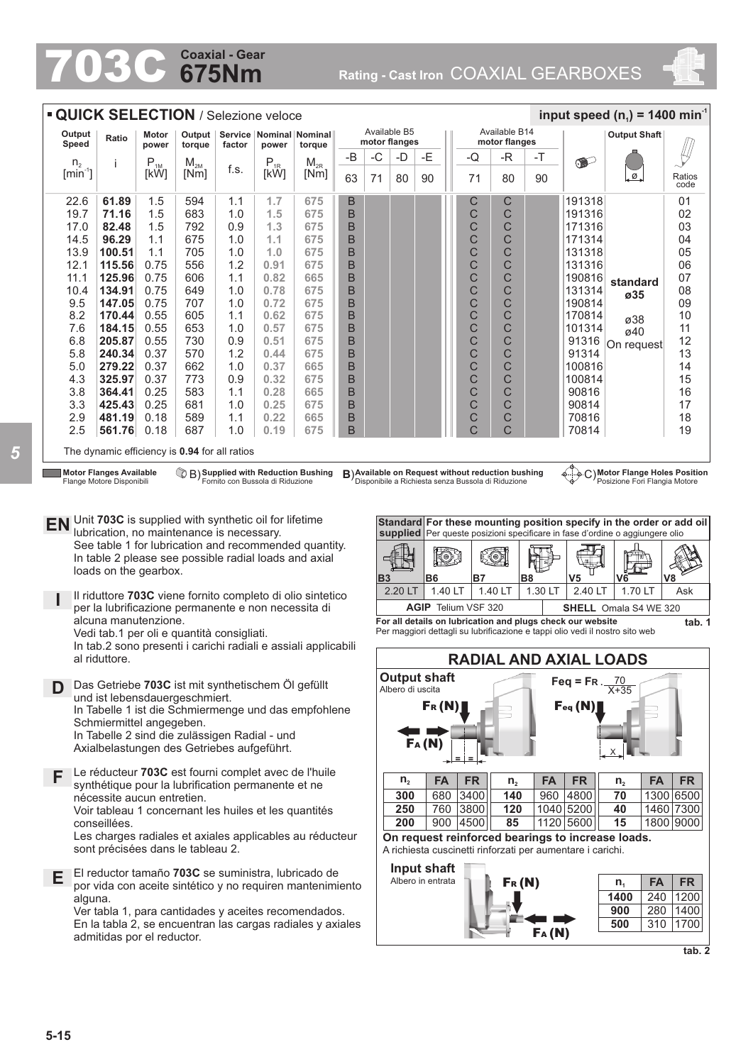# 703C Coaxial - Gear 675Nm

Rating - Cast Iron COAXIAL GEARBOXES

## QUICK SELECTION / Selezione veloce

input speed ($n_1$) = 1400 min$^{-1}$

| Output Speed $n_2$ [min$^{-1}$] | Ratio i | Motor power $P_{1M}$ [kW] | Output torque $M_{2M}$ [Nm] | Service factor f.s. | Nominal power $P_{1R}$ [kW] | Nominal torque $M_{2R}$ [Nm] | B5 -B 63 | B5 -C 71 | B5 -D 80 | B5 -E 90 | B14 -Q 71 | B14 -R 80 | B14 -T 90 | | Output Shaft ø | Ratios code |
|---|---|---|---|---|---|---|---|---|---|---|---|---|---|---|---|---|
| 22.6 | **61.89** | 1.5 | 594 | 1.1 | 1.7 | 675 | B | | | | C | C | | 191318 | | 01 |
| 19.7 | **71.16** | 1.5 | 683 | 1.0 | 1.5 | 675 | B | | | | C | C | | 191316 | | 02 |
| 17.0 | **82.48** | 1.5 | 792 | 0.9 | 1.3 | 675 | B | | | | C | C | | 171316 | | 03 |
| 14.5 | **96.29** | 1.1 | 675 | 1.0 | 1.1 | 675 | B | | | | C | C | | 171314 | | 04 |
| 13.9 | **100.51** | 1.1 | 705 | 1.0 | 1.0 | 675 | B | | | | C | C | | 131318 | | 05 |
| 12.1 | **115.56** | 0.75 | 556 | 1.2 | 0.91 | 675 | B | | | | C | C | | 131316 | | 06 |
| 11.1 | **125.96** | 0.75 | 606 | 1.1 | 0.82 | 665 | B | | | | C | C | | 190816 | standard | 07 |
| 10.4 | **134.91** | 0.75 | 649 | 1.0 | 0.78 | 675 | B | | | | C | C | | 131314 | ø35 | 08 |
| 9.5 | **147.05** | 0.75 | 707 | 1.0 | 0.72 | 675 | B | | | | C | C | | 190814 | | 09 |
| 8.2 | **170.44** | 0.55 | 605 | 1.1 | 0.62 | 675 | B | | | | C | C | | 170814 | ø38 | 10 |
| 7.6 | **184.15** | 0.55 | 653 | 1.0 | 0.57 | 675 | B | | | | C | C | | 101314 | ø40 | 11 |
| 6.8 | **205.87** | 0.55 | 730 | 0.9 | 0.51 | 675 | B | | | | C | C | | 91316 | On request | 12 |
| 5.8 | **240.34** | 0.37 | 570 | 1.2 | 0.44 | 675 | B | | | | C | C | | 91314 | | 13 |
| 5.0 | **279.22** | 0.37 | 662 | 1.0 | 0.37 | 665 | B | | | | C | C | | 100816 | | 14 |
| 4.3 | **325.97** | 0.37 | 773 | 0.9 | 0.32 | 675 | B | | | | C | C | | 100814 | | 15 |
| 3.8 | **364.41** | 0.25 | 583 | 1.1 | 0.28 | 665 | B | | | | C | C | | 90816 | | 16 |
| 3.3 | **425.43** | 0.25 | 681 | 1.0 | 0.25 | 675 | B | | | | C | C | | 90814 | | 17 |
| 2.9 | **481.19** | 0.18 | 589 | 1.1 | 0.22 | 665 | B | | | | C | C | | 70816 | | 18 |
| 2.5 | **561.76** | 0.18 | 687 | 1.0 | 0.19 | 675 | B | | | | C | C | | 70814 | | 19 |

The dynamic efficiency is **0.94** for all ratios

**Motor Flanges Available** / Flange Motore Disponibili — B) **Supplied with Reduction Bushing** / Fornito con Bussola di Riduzione — B) **Available on Request without reduction bushing** / Disponibile a Richiesta senza Bussola di Riduzione — C) **Motor Flange Holes Position** / Posizione Fori Flangia Motore

**EN** Unit **703C** is supplied with synthetic oil for lifetime lubrication, no maintenance is necessary. See table 1 for lubrication and recommended quantity. In table 2 please see possible radial loads and axial loads on the gearbox.

**I** Il riduttore **703C** viene fornito completo di olio sintetico per la lubrificazione permanente e non necessita di alcuna manutenzione. Vedi tab.1 per oli e quantità consigliati. In tab.2 sono presenti i carichi radiali e assiali applicabili al riduttore.

**D** Das Getriebe **703C** ist mit synthetischem Öl gefüllt und ist lebensdauergeschmiert. In Tabelle 1 ist die Schmiermenge und das empfohlene Schmiermittel angegeben. In Tabelle 2 sind die zulässigen Radial - und Axialbelastungen des Getriebes aufgeführt.

**F** Le réducteur **703C** est fourni complet avec de l'huile synthétique pour la lubrification permanente et ne nécessite aucun entretien. Voir tableau 1 concernant les huiles et les quantités conseillées. Les charges radiales et axiales applicables au réducteur sont précisées dans le tableau 2.

**E** El reductor tamaño **703C** se suministra, lubricado de por vida con aceite sintético y no requiren mantenimiento alguna. Ver tabla 1, para cantidades y aceites recomendados. En la tabla 2, se encuentran las cargas radiales y axiales admitidas por el reductor.

| **Standard supplied** | **For these mounting position specify in the order or add oil** Per queste posizioni specificare in fase d'ordine o aggiungere olio | | | | | |
|---|---|---|---|---|---|---|
| B3 | B6 | B7 | B8 | V5 | V6 | V8 |
| 2.20 LT | 1.40 LT | 1.40 LT | 1.30 LT | 2.40 LT | 1.70 LT | Ask |
| **AGIP** Telium VSF 320 | | | | **SHELL** Omala S4 WE 320 | | |

**For all details on lubrication and plugs check our website**
Per maggiori dettagli su lubrificazione e tappi olio vedi il nostro sito web

**tab. 1**

### RADIAL AND AXIAL LOADS

**Output shaft**
Albero di uscita

$F_{eq} = F_R \cdot \frac{70}{X+35}$

| $n_2$ | FA | FR | $n_2$ | FA | FR | $n_2$ | FA | FR |
|---|---|---|---|---|---|---|---|---|
| **300** | 680 | 3400 | **140** | 960 | 4800 | **70** | 1300 | 6500 |
| **250** | 760 | 3800 | **120** | 1040 | 5200 | **40** | 1460 | 7300 |
| **200** | 900 | 4500 | **85** | 1120 | 5600 | **15** | 1800 | 9000 |

**On request reinforced bearings to increase loads.**
A richiesta cuscinetti rinforzati per aumentare i carichi.

**Input shaft**
Albero in entrata

| $n_1$ | FA | FR |
|---|---|---|
| **1400** | 240 | 1200 |
| **900** | 280 | 1400 |
| **500** | 310 | 1700 |

**tab. 2**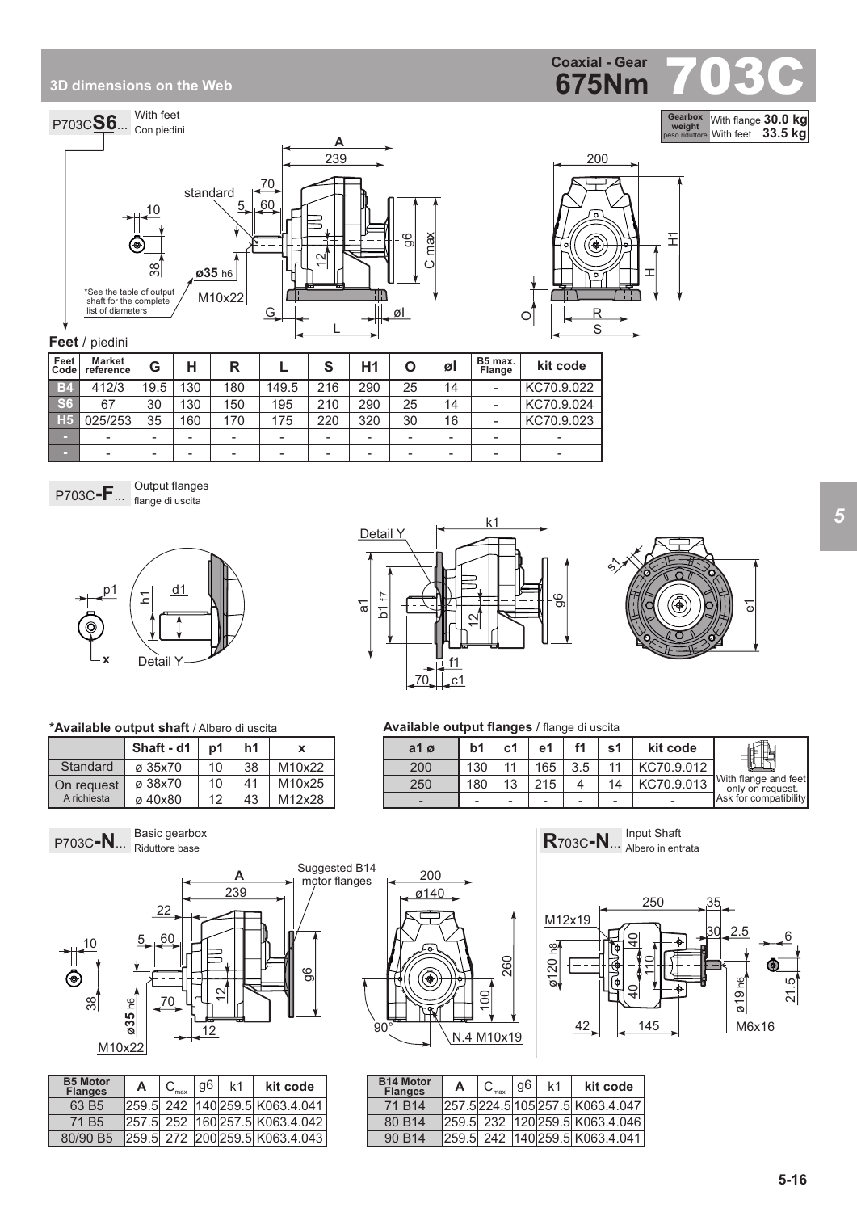3D dimensions on the Web

# Coaxial - Gear 675Nm 703C

Gearbox weight / peso riduttore: With flange **30.0 kg** / With feet **33.5 kg**

## P703C**S6**... With feet / Con piedini

A 239, standard 70, 5, 60, 10, 38, 12, g6, C max, ø35 h6, M10x22, G, L, øl, 200, H1, H, O, R, S

*See the table of output shaft for the complete list of diameters

**Feet** / piedini

| Feet Code | Market reference | G | H | R | L | S | H1 | O | øl | B5 max. Flange | kit code |
|---|---|---|---|---|---|---|---|---|---|---|---|
| B4 | 412/3 | 19.5 | 130 | 180 | 149.5 | 216 | 290 | 25 | 14 | - | KC70.9.022 |
| S6 | 67 | 30 | 130 | 150 | 195 | 210 | 290 | 25 | 14 | - | KC70.9.024 |
| H5 | 025/253 | 35 | 160 | 170 | 175 | 220 | 320 | 30 | 16 | - | KC70.9.023 |
| - | - | - | - | - | - | - | - | - | - | - | - |
| - | - | - | - | - | - | - | - | - | - | - | - |

## P703C**-F**... Output flanges / flange di uscita

p1, x, h1, d1, Detail Y, k1, a1, b1 f7, 12, g6, f1, 70, c1, s1, e1

**\*Available output shaft** / Albero di uscita

| | Shaft - d1 | p1 | h1 | x |
|---|---|---|---|---|
| Standard | ø 35x70 | 10 | 38 | M10x22 |
| On request / A richiesta | ø 38x70 | 10 | 41 | M10x25 |
| | ø 40x80 | 12 | 43 | M12x28 |

**Available output flanges** / flange di uscita

| a1 ø | b1 | c1 | e1 | f1 | s1 | kit code |
|---|---|---|---|---|---|---|
| 200 | 130 | 11 | 165 | 3.5 | 11 | KC70.9.012 |
| 250 | 180 | 13 | 215 | 4 | 14 | KC70.9.013 |
| - | - | - | - | - | - | - |

With flange and feet only on request. Ask for compatibility

## P703C**-N**... Basic gearbox / Riduttore base

A 239, 22, 5, 60, 10, 38, ø35 h6, 70, 12, 12, M10x22, g6, Suggested B14 motor flanges, 200, ø140, 260, 100, 90°, N.4 M10x19

| B5 Motor Flanges | A | $C_{max}$ | g6 | k1 | kit code |
|---|---|---|---|---|---|
| 63 B5 | 259.5 | 242 | 140 | 259.5 | K063.4.041 |
| 71 B5 | 257.5 | 252 | 160 | 257.5 | K063.4.042 |
| 80/90 B5 | 259.5 | 272 | 200 | 259.5 | K063.4.043 |

| B14 Motor Flanges | A | $C_{max}$ | g6 | k1 | kit code |
|---|---|---|---|---|---|
| 71 B14 | 257.5 | 224.5 | 105 | 257.5 | K063.4.047 |
| 80 B14 | 259.5 | 232 | 120 | 259.5 | K063.4.046 |
| 90 B14 | 259.5 | 242 | 140 | 259.5 | K063.4.041 |

## **R**703C**-N**... Input Shaft / Albero in entrata

250, 35, M12x19, 30, 2.5, 6, ø120 h8, 40, 110, 40, ø19 h6, 21.5, 42, 145, M6x16